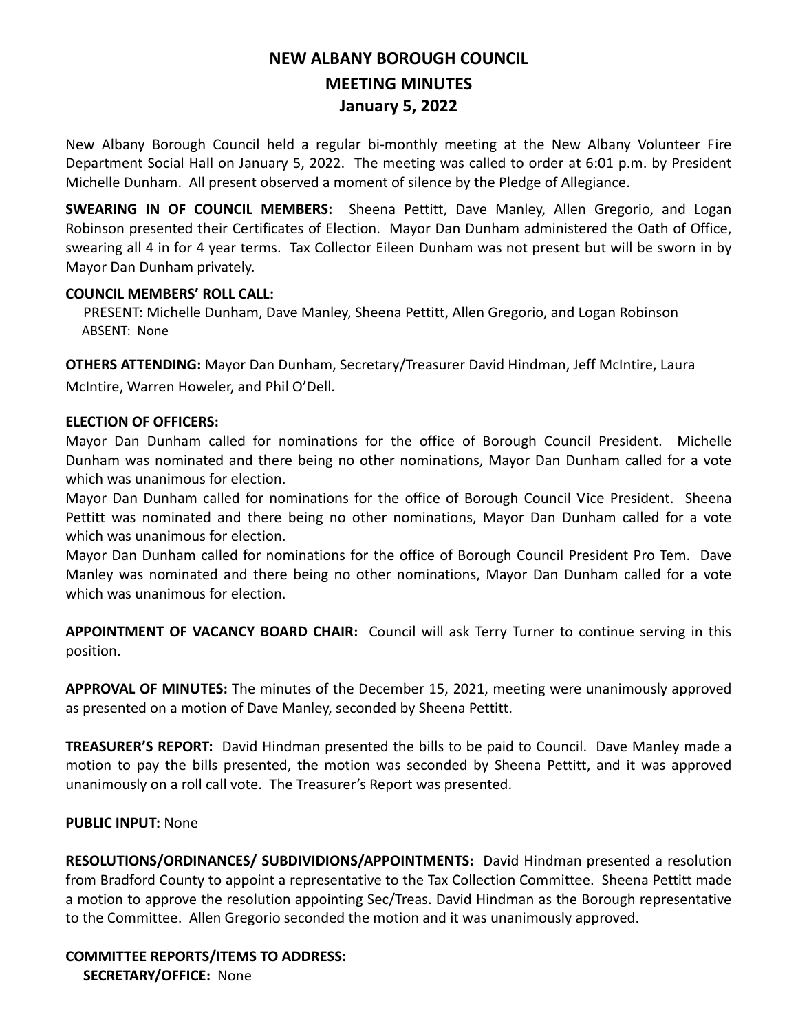# NEW ALBANY BOROUGH COUNCIL
## MEETING MINUTES
## January 5, 2022

New Albany Borough Council held a regular bi-monthly meeting at the New Albany Volunteer Fire Department Social Hall on January 5, 2022. The meeting was called to order at 6:01 p.m. by President Michelle Dunham. All present observed a moment of silence by the Pledge of Allegiance.

**SWEARING IN OF COUNCIL MEMBERS:** Sheena Pettitt, Dave Manley, Allen Gregorio, and Logan Robinson presented their Certificates of Election. Mayor Dan Dunham administered the Oath of Office, swearing all 4 in for 4 year terms. Tax Collector Eileen Dunham was not present but will be sworn in by Mayor Dan Dunham privately.

**COUNCIL MEMBERS' ROLL CALL:**

PRESENT: Michelle Dunham, Dave Manley, Sheena Pettitt, Allen Gregorio, and Logan Robinson

ABSENT: None

**OTHERS ATTENDING:** Mayor Dan Dunham, Secretary/Treasurer David Hindman, Jeff McIntire, Laura McIntire, Warren Howeler, and Phil O'Dell.

**ELECTION OF OFFICERS:**

Mayor Dan Dunham called for nominations for the office of Borough Council President. Michelle Dunham was nominated and there being no other nominations, Mayor Dan Dunham called for a vote which was unanimous for election.

Mayor Dan Dunham called for nominations for the office of Borough Council Vice President. Sheena Pettitt was nominated and there being no other nominations, Mayor Dan Dunham called for a vote which was unanimous for election.

Mayor Dan Dunham called for nominations for the office of Borough Council President Pro Tem. Dave Manley was nominated and there being no other nominations, Mayor Dan Dunham called for a vote which was unanimous for election.

**APPOINTMENT OF VACANCY BOARD CHAIR:** Council will ask Terry Turner to continue serving in this position.

**APPROVAL OF MINUTES:** The minutes of the December 15, 2021, meeting were unanimously approved as presented on a motion of Dave Manley, seconded by Sheena Pettitt.

**TREASURER'S REPORT:** David Hindman presented the bills to be paid to Council. Dave Manley made a motion to pay the bills presented, the motion was seconded by Sheena Pettitt, and it was approved unanimously on a roll call vote. The Treasurer's Report was presented.

**PUBLIC INPUT:** None

**RESOLUTIONS/ORDINANCES/ SUBDIVIDIONS/APPOINTMENTS:** David Hindman presented a resolution from Bradford County to appoint a representative to the Tax Collection Committee. Sheena Pettitt made a motion to approve the resolution appointing Sec/Treas. David Hindman as the Borough representative to the Committee. Allen Gregorio seconded the motion and it was unanimously approved.

**COMMITTEE REPORTS/ITEMS TO ADDRESS:**

**SECRETARY/OFFICE:** None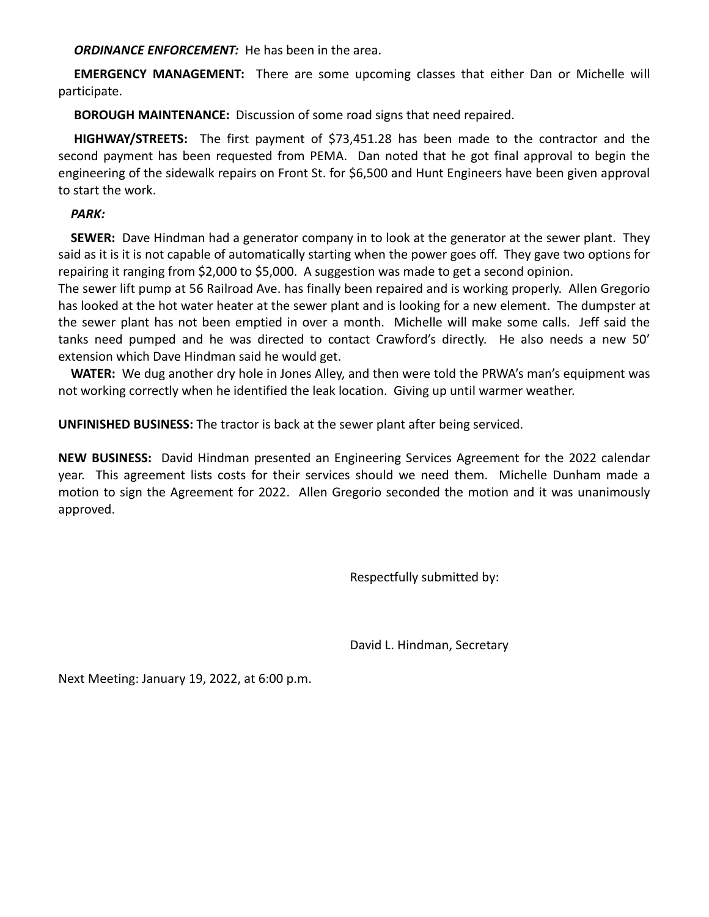***ORDINANCE ENFORCEMENT:*** He has been in the area.

**EMERGENCY MANAGEMENT:** There are some upcoming classes that either Dan or Michelle will participate.

**BOROUGH MAINTENANCE:** Discussion of some road signs that need repaired.

**HIGHWAY/STREETS:** The first payment of $73,451.28 has been made to the contractor and the second payment has been requested from PEMA. Dan noted that he got final approval to begin the engineering of the sidewalk repairs on Front St. for $6,500 and Hunt Engineers have been given approval to start the work.

***PARK:***

**SEWER:** Dave Hindman had a generator company in to look at the generator at the sewer plant. They said as it is it is not capable of automatically starting when the power goes off. They gave two options for repairing it ranging from $2,000 to $5,000. A suggestion was made to get a second opinion.
The sewer lift pump at 56 Railroad Ave. has finally been repaired and is working properly. Allen Gregorio has looked at the hot water heater at the sewer plant and is looking for a new element. The dumpster at the sewer plant has not been emptied in over a month. Michelle will make some calls. Jeff said the tanks need pumped and he was directed to contact Crawford's directly. He also needs a new 50' extension which Dave Hindman said he would get.

**WATER:** We dug another dry hole in Jones Alley, and then were told the PRWA's man's equipment was not working correctly when he identified the leak location. Giving up until warmer weather.

**UNFINISHED BUSINESS:** The tractor is back at the sewer plant after being serviced.

**NEW BUSINESS:** David Hindman presented an Engineering Services Agreement for the 2022 calendar year. This agreement lists costs for their services should we need them. Michelle Dunham made a motion to sign the Agreement for 2022. Allen Gregorio seconded the motion and it was unanimously approved.

Respectfully submitted by:

David L. Hindman, Secretary

Next Meeting: January 19, 2022, at 6:00 p.m.